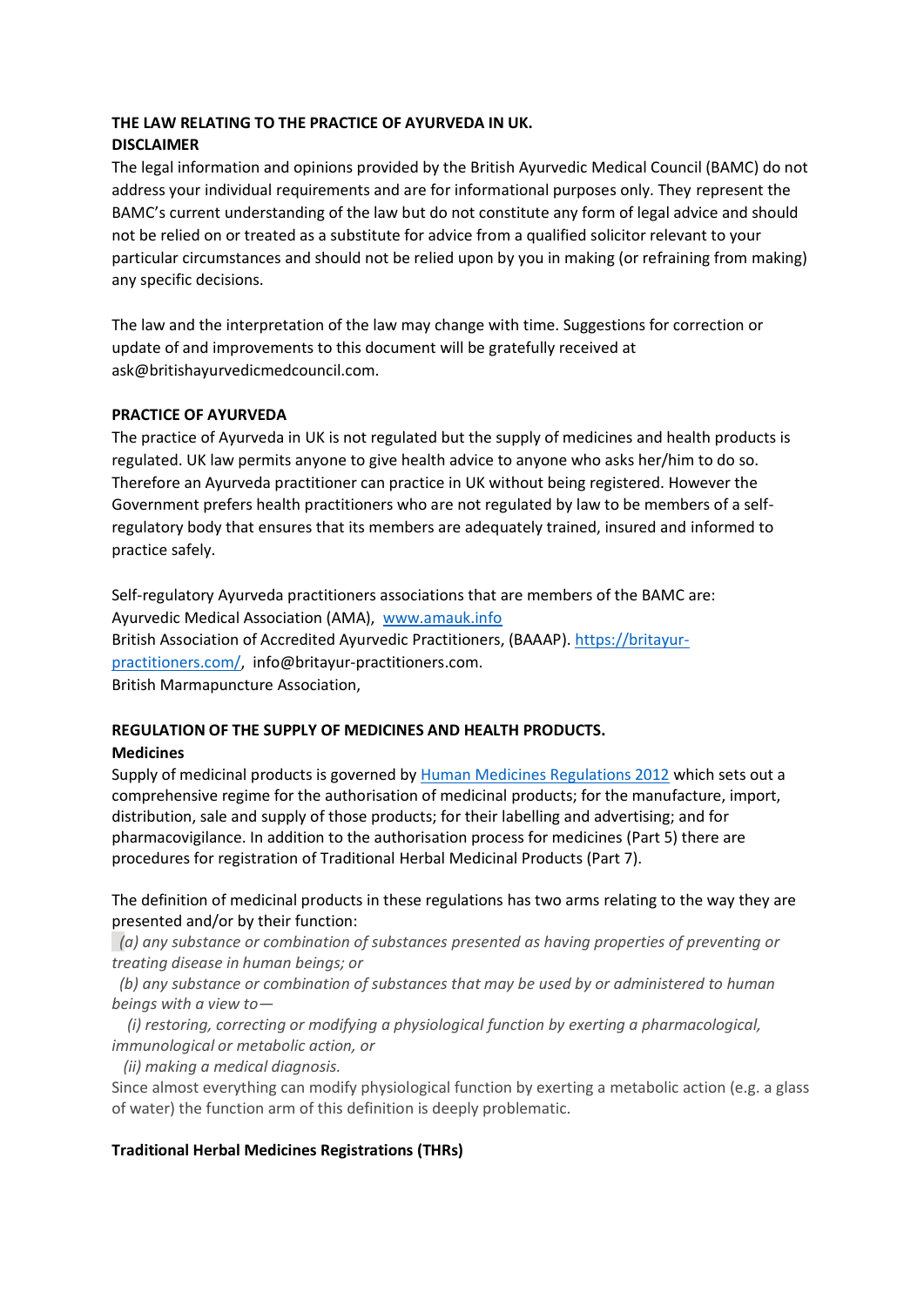**THE LAW RELATING TO THE PRACTICE OF AYURVEDA IN UK.**

**DISCLAIMER**

The legal information and opinions provided by the British Ayurvedic Medical Council (BAMC) do not address your individual requirements and are for informational purposes only. They represent the BAMC's current understanding of the law but do not constitute any form of legal advice and should not be relied on or treated as a substitute for advice from a qualified solicitor relevant to your particular circumstances and should not be relied upon by you in making (or refraining from making) any specific decisions.

The law and the interpretation of the law may change with time. Suggestions for correction or update of and improvements to this document will be gratefully received at ask@britishayurvedicmedcouncil.com.

**PRACTICE OF AYURVEDA**

The practice of Ayurveda in UK is not regulated but the supply of medicines and health products is regulated. UK law permits anyone to give health advice to anyone who asks her/him to do so. Therefore an Ayurveda practitioner can practice in UK without being registered. However the Government prefers health practitioners who are not regulated by law to be members of a self-regulatory body that ensures that its members are adequately trained, insured and informed to practice safely.

Self-regulatory Ayurveda practitioners associations that are members of the BAMC are:
Ayurvedic Medical Association (AMA), [www.amauk.info](www.amauk.info)
British Association of Accredited Ayurvedic Practitioners, (BAAAP). [https://britayur-practitioners.com/](https://britayur-practitioners.com/), info@britayur-practitioners.com.
British Marmapuncture Association,

**REGULATION OF THE SUPPLY OF MEDICINES AND HEALTH PRODUCTS.**

**Medicines**

Supply of medicinal products is governed by Human Medicines Regulations 2012 which sets out a comprehensive regime for the authorisation of medicinal products; for the manufacture, import, distribution, sale and supply of those products; for their labelling and advertising; and for pharmacovigilance. In addition to the authorisation process for medicines (Part 5) there are procedures for registration of Traditional Herbal Medicinal Products (Part 7).

The definition of medicinal products in these regulations has two arms relating to the way they are presented and/or by their function:

*(a) any substance or combination of substances presented as having properties of preventing or treating disease in human beings; or*

*(b) any substance or combination of substances that may be used by or administered to human beings with a view to—*

*(i) restoring, correcting or modifying a physiological function by exerting a pharmacological, immunological or metabolic action, or*

*(ii) making a medical diagnosis.*

Since almost everything can modify physiological function by exerting a metabolic action (e.g. a glass of water) the function arm of this definition is deeply problematic.

**Traditional Herbal Medicines Registrations (THRs)**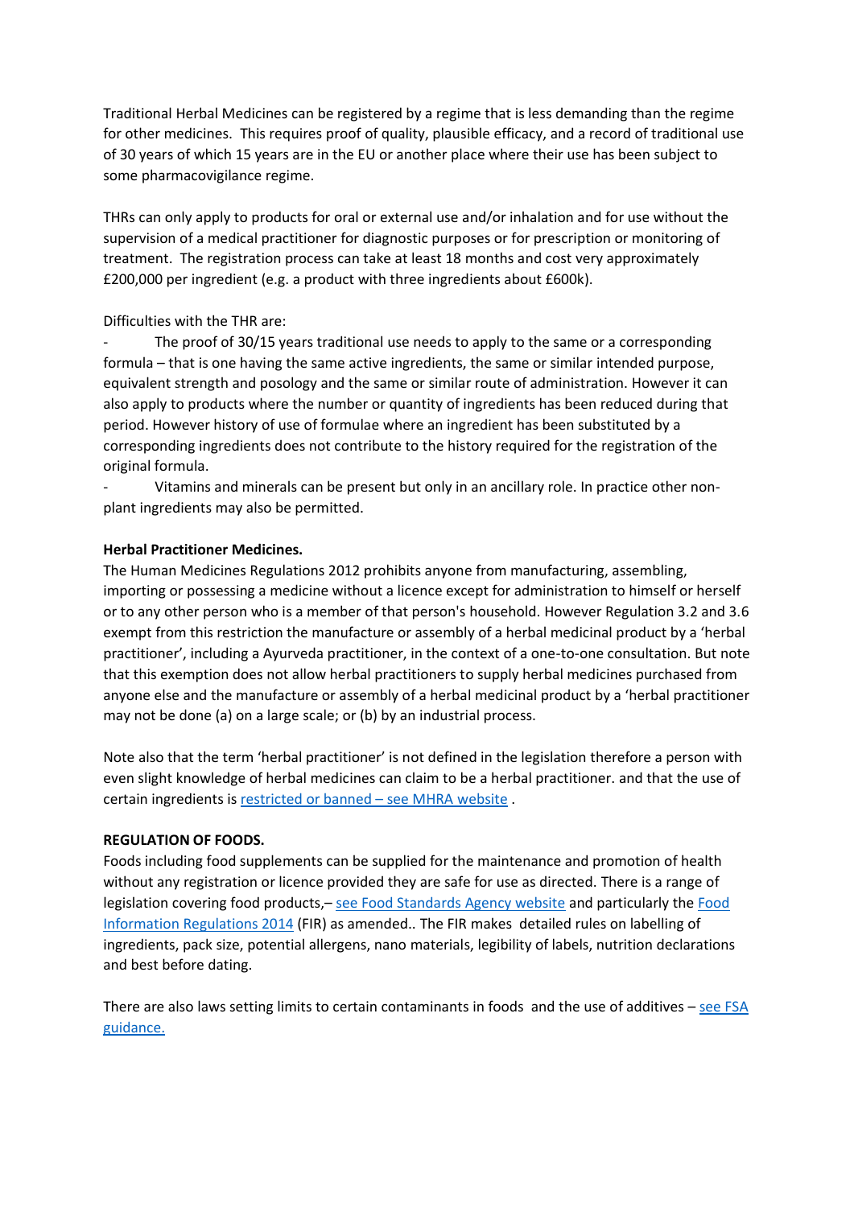Traditional Herbal Medicines can be registered by a regime that is less demanding than the regime for other medicines. This requires proof of quality, plausible efficacy, and a record of traditional use of 30 years of which 15 years are in the EU or another place where their use has been subject to some pharmacovigilance regime.

THRs can only apply to products for oral or external use and/or inhalation and for use without the supervision of a medical practitioner for diagnostic purposes or for prescription or monitoring of treatment. The registration process can take at least 18 months and cost very approximately £200,000 per ingredient (e.g. a product with three ingredients about £600k).

Difficulties with the THR are:

- The proof of 30/15 years traditional use needs to apply to the same or a corresponding formula – that is one having the same active ingredients, the same or similar intended purpose, equivalent strength and posology and the same or similar route of administration. However it can also apply to products where the number or quantity of ingredients has been reduced during that period. However history of use of formulae where an ingredient has been substituted by a corresponding ingredients does not contribute to the history required for the registration of the original formula.
- Vitamins and minerals can be present but only in an ancillary role. In practice other non-plant ingredients may also be permitted.

**Herbal Practitioner Medicines.**

The Human Medicines Regulations 2012 prohibits anyone from manufacturing, assembling, importing or possessing a medicine without a licence except for administration to himself or herself or to any other person who is a member of that person's household. However Regulation 3.2 and 3.6 exempt from this restriction the manufacture or assembly of a herbal medicinal product by a 'herbal practitioner', including a Ayurveda practitioner, in the context of a one-to-one consultation. But note that this exemption does not allow herbal practitioners to supply herbal medicines purchased from anyone else and the manufacture or assembly of a herbal medicinal product by a 'herbal practitioner may not be done (a) on a large scale; or (b) by an industrial process.

Note also that the term 'herbal practitioner' is not defined in the legislation therefore a person with even slight knowledge of herbal medicines can claim to be a herbal practitioner. and that the use of certain ingredients is restricted or banned – see MHRA website .

**REGULATION OF FOODS.**

Foods including food supplements can be supplied for the maintenance and promotion of health without any registration or licence provided they are safe for use as directed. There is a range of legislation covering food products,– see Food Standards Agency website and particularly the Food Information Regulations 2014 (FIR) as amended.. The FIR makes detailed rules on labelling of ingredients, pack size, potential allergens, nano materials, legibility of labels, nutrition declarations and best before dating.

There are also laws setting limits to certain contaminants in foods and the use of additives – see FSA guidance.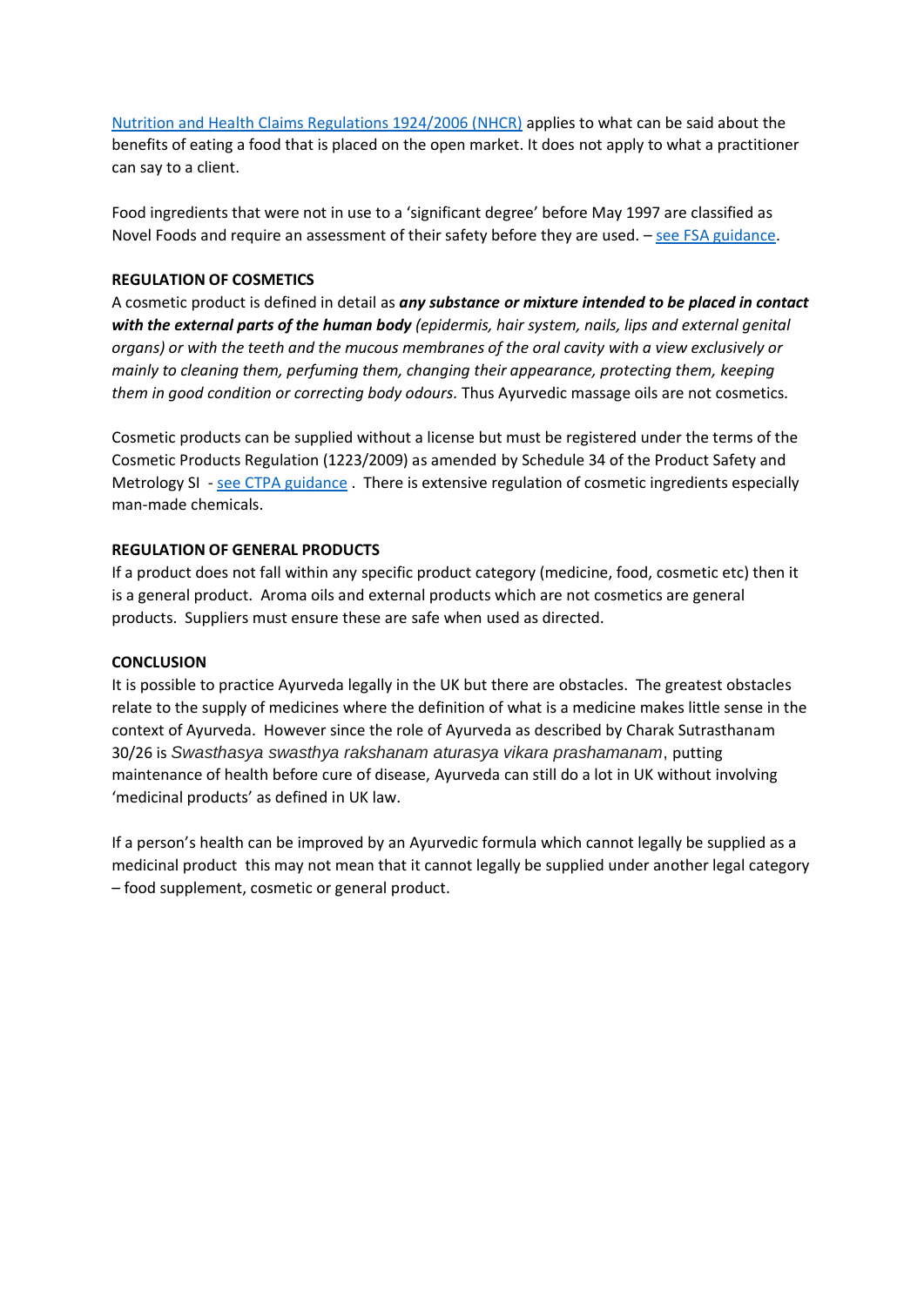[Nutrition and Health Claims Regulations 1924/2006 (NHCR)](#) applies to what can be said about the benefits of eating a food that is placed on the open market. It does not apply to what a practitioner can say to a client.

Food ingredients that were not in use to a 'significant degree' before May 1997 are classified as Novel Foods and require an assessment of their safety before they are used. – [see FSA guidance](#).

## REGULATION OF COSMETICS

A cosmetic product is defined in detail as ***any substance or mixture intended to be placed in contact with the external parts of the human body*** *(epidermis, hair system, nails, lips and external genital organs) or with the teeth and the mucous membranes of the oral cavity with a view exclusively or mainly to cleaning them, perfuming them, changing their appearance, protecting them, keeping them in good condition or correcting body odours.* Thus Ayurvedic massage oils are not cosmetics.

Cosmetic products can be supplied without a license but must be registered under the terms of the Cosmetic Products Regulation (1223/2009) as amended by Schedule 34 of the Product Safety and Metrology SI - [see CTPA guidance](#) . There is extensive regulation of cosmetic ingredients especially man-made chemicals.

## REGULATION OF GENERAL PRODUCTS

If a product does not fall within any specific product category (medicine, food, cosmetic etc) then it is a general product. Aroma oils and external products which are not cosmetics are general products. Suppliers must ensure these are safe when used as directed.

## CONCLUSION

It is possible to practice Ayurveda legally in the UK but there are obstacles. The greatest obstacles relate to the supply of medicines where the definition of what is a medicine makes little sense in the context of Ayurveda. However since the role of Ayurveda as described by Charak Sutrasthanam 30/26 is *Swasthasya swasthya rakshanam aturasya vikara prashamanam*, putting maintenance of health before cure of disease, Ayurveda can still do a lot in UK without involving 'medicinal products' as defined in UK law.

If a person's health can be improved by an Ayurvedic formula which cannot legally be supplied as a medicinal product this may not mean that it cannot legally be supplied under another legal category – food supplement, cosmetic or general product.